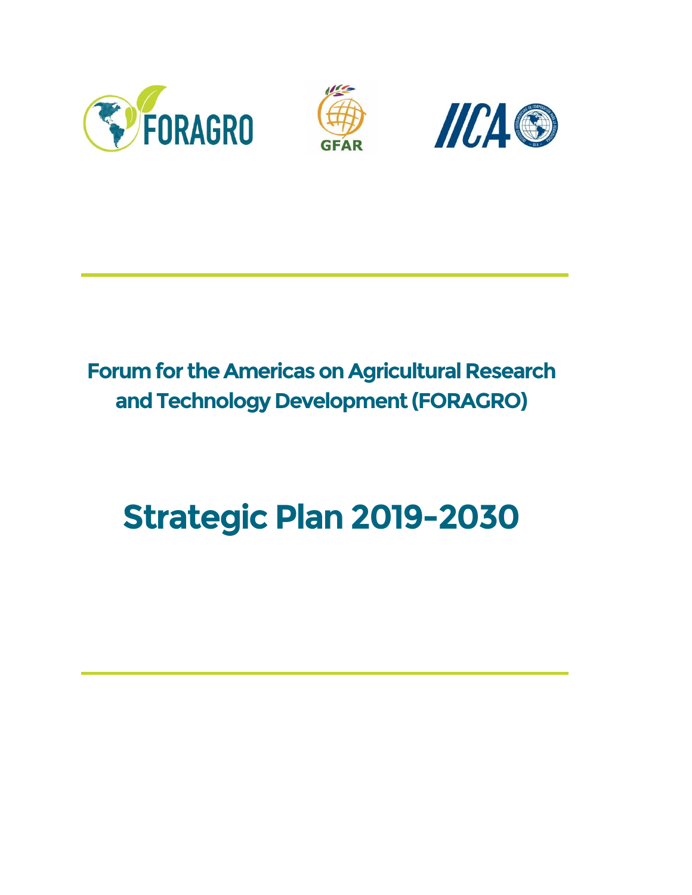FORAGRO

GFAR

IICA

## Forum for the Americas on Agricultural Research and Technology Development (FORAGRO)

# Strategic Plan 2019-2030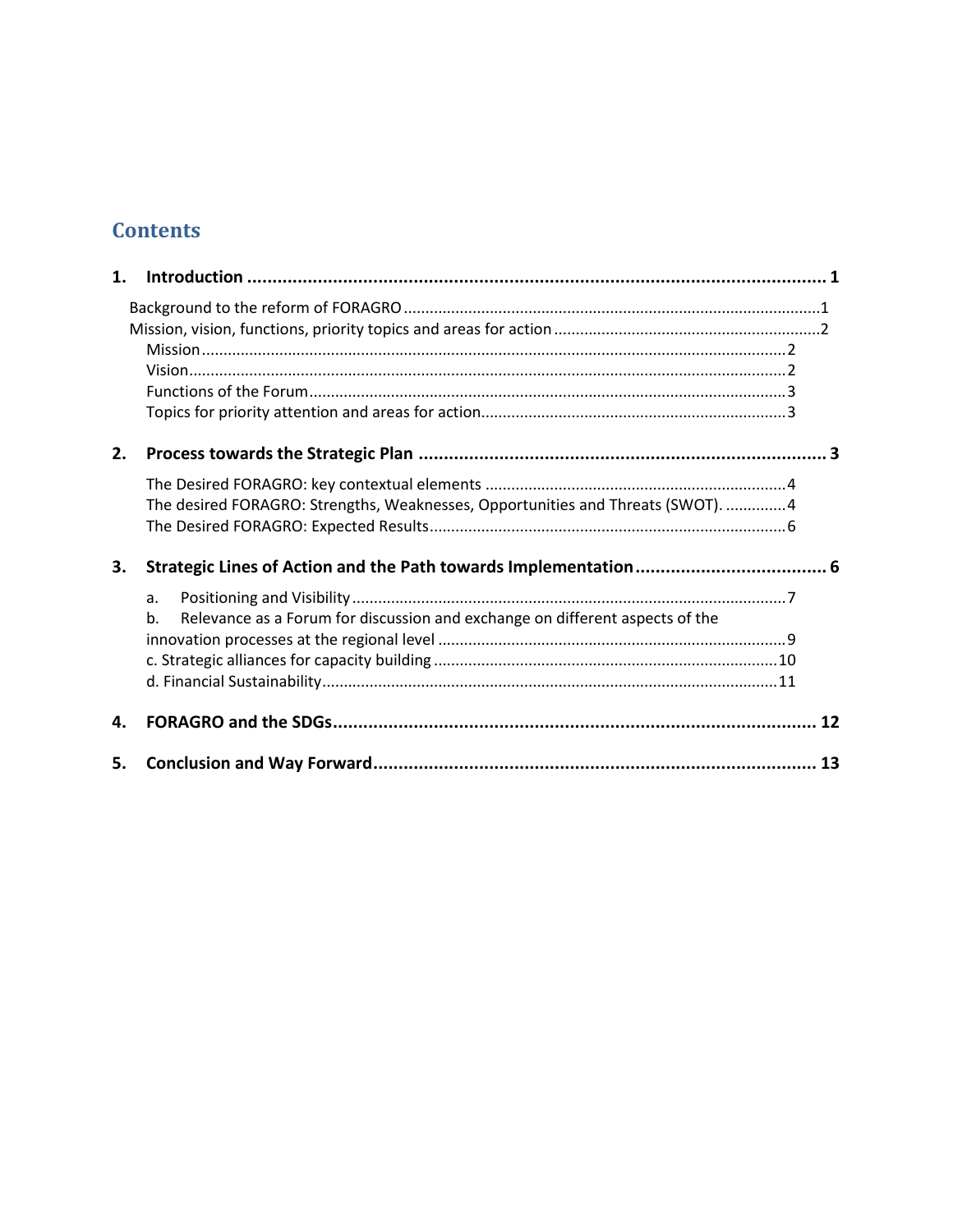## Contents

**1. Introduction ..................................................................................................... 1**

- Background to the reform of FORAGRO ............................................................................... 1
- Mission, vision, functions, priority topics and areas for action ........................................................ 2
  - Mission ...................................................................................................................... 2
  - Vision ........................................................................................................................ 2
  - Functions of the Forum ............................................................................................... 3
  - Topics for priority attention and areas for action .......................................................... 3

**2. Process towards the Strategic Plan ................................................................................. 3**

- The Desired FORAGRO: key contextual elements ..................................................................... 4
- The desired FORAGRO: Strengths, Weaknesses, Opportunities and Threats (SWOT). .............. 4
- The Desired FORAGRO: Expected Results ............................................................................... 6

**3. Strategic Lines of Action and the Path towards Implementation ...................................... 6**

- a. Positioning and Visibility .................................................................................................. 7
- b. Relevance as a Forum for discussion and exchange on different aspects of the innovation processes at the regional level ................................................................................. 9
- c. Strategic alliances for capacity building ............................................................................ 10
- d. Financial Sustainability ..................................................................................................... 11

**4. FORAGRO and the SDGs ................................................................................................. 12**

**5. Conclusion and Way Forward ......................................................................................... 13**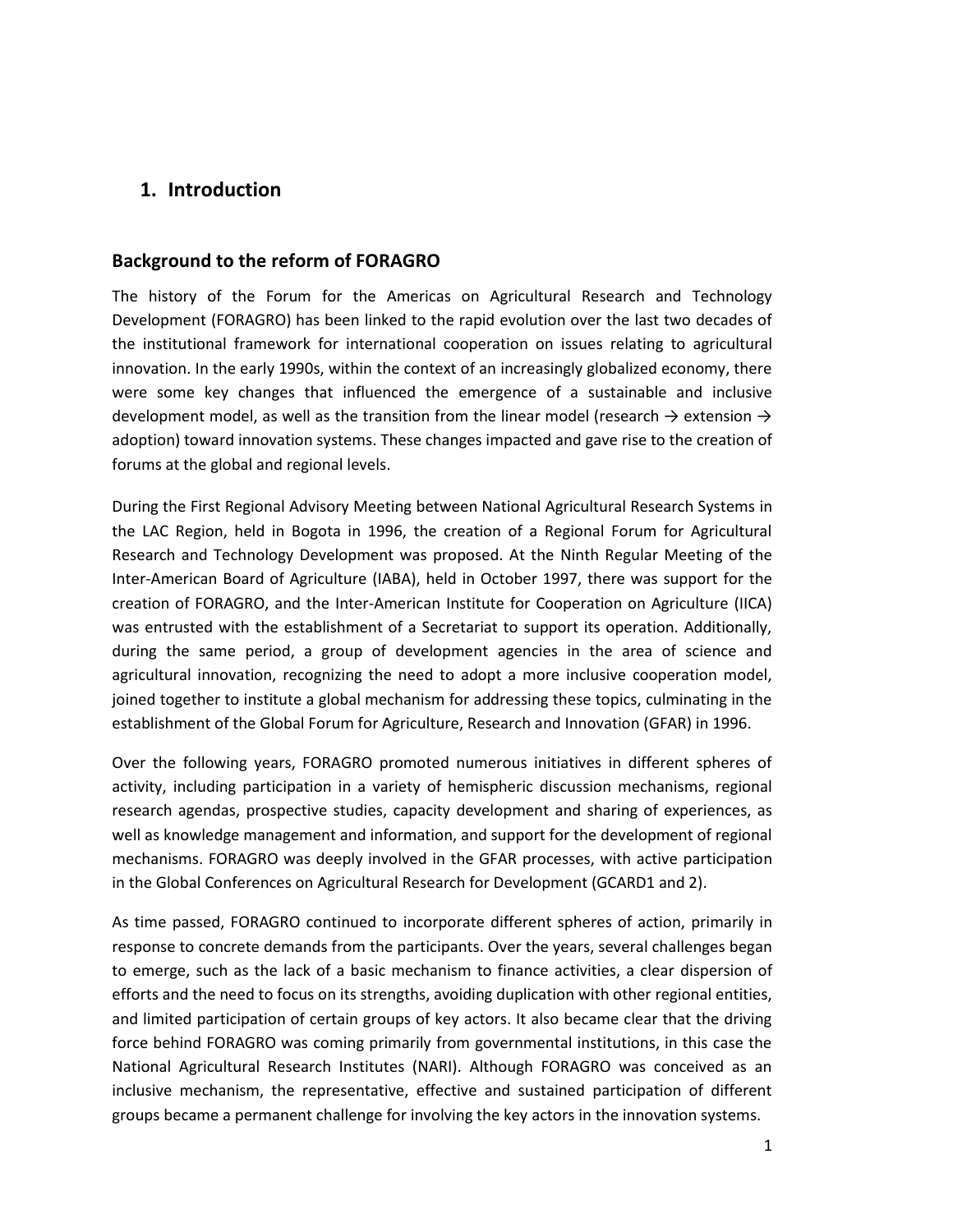# 1. Introduction

## Background to the reform of FORAGRO

The history of the Forum for the Americas on Agricultural Research and Technology Development (FORAGRO) has been linked to the rapid evolution over the last two decades of the institutional framework for international cooperation on issues relating to agricultural innovation. In the early 1990s, within the context of an increasingly globalized economy, there were some key changes that influenced the emergence of a sustainable and inclusive development model, as well as the transition from the linear model (research → extension → adoption) toward innovation systems. These changes impacted and gave rise to the creation of forums at the global and regional levels.

During the First Regional Advisory Meeting between National Agricultural Research Systems in the LAC Region, held in Bogota in 1996, the creation of a Regional Forum for Agricultural Research and Technology Development was proposed. At the Ninth Regular Meeting of the Inter-American Board of Agriculture (IABA), held in October 1997, there was support for the creation of FORAGRO, and the Inter-American Institute for Cooperation on Agriculture (IICA) was entrusted with the establishment of a Secretariat to support its operation. Additionally, during the same period, a group of development agencies in the area of science and agricultural innovation, recognizing the need to adopt a more inclusive cooperation model, joined together to institute a global mechanism for addressing these topics, culminating in the establishment of the Global Forum for Agriculture, Research and Innovation (GFAR) in 1996.

Over the following years, FORAGRO promoted numerous initiatives in different spheres of activity, including participation in a variety of hemispheric discussion mechanisms, regional research agendas, prospective studies, capacity development and sharing of experiences, as well as knowledge management and information, and support for the development of regional mechanisms. FORAGRO was deeply involved in the GFAR processes, with active participation in the Global Conferences on Agricultural Research for Development (GCARD1 and 2).

As time passed, FORAGRO continued to incorporate different spheres of action, primarily in response to concrete demands from the participants. Over the years, several challenges began to emerge, such as the lack of a basic mechanism to finance activities, a clear dispersion of efforts and the need to focus on its strengths, avoiding duplication with other regional entities, and limited participation of certain groups of key actors. It also became clear that the driving force behind FORAGRO was coming primarily from governmental institutions, in this case the National Agricultural Research Institutes (NARI). Although FORAGRO was conceived as an inclusive mechanism, the representative, effective and sustained participation of different groups became a permanent challenge for involving the key actors in the innovation systems.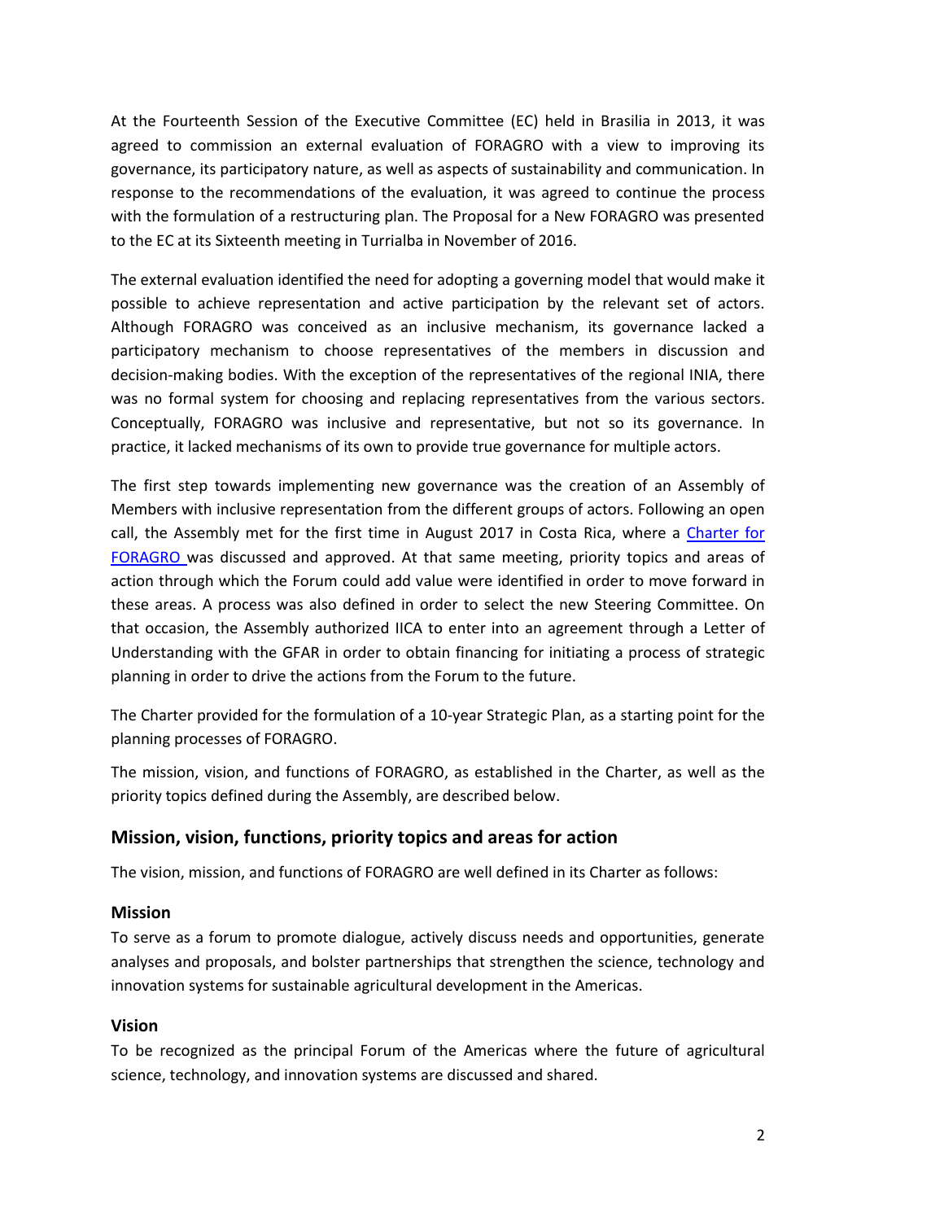At the Fourteenth Session of the Executive Committee (EC) held in Brasilia in 2013, it was agreed to commission an external evaluation of FORAGRO with a view to improving its governance, its participatory nature, as well as aspects of sustainability and communication. In response to the recommendations of the evaluation, it was agreed to continue the process with the formulation of a restructuring plan. The Proposal for a New FORAGRO was presented to the EC at its Sixteenth meeting in Turrialba in November of 2016.

The external evaluation identified the need for adopting a governing model that would make it possible to achieve representation and active participation by the relevant set of actors. Although FORAGRO was conceived as an inclusive mechanism, its governance lacked a participatory mechanism to choose representatives of the members in discussion and decision-making bodies. With the exception of the representatives of the regional INIA, there was no formal system for choosing and replacing representatives from the various sectors. Conceptually, FORAGRO was inclusive and representative, but not so its governance. In practice, it lacked mechanisms of its own to provide true governance for multiple actors.

The first step towards implementing new governance was the creation of an Assembly of Members with inclusive representation from the different groups of actors. Following an open call, the Assembly met for the first time in August 2017 in Costa Rica, where a Charter for FORAGRO was discussed and approved. At that same meeting, priority topics and areas of action through which the Forum could add value were identified in order to move forward in these areas. A process was also defined in order to select the new Steering Committee. On that occasion, the Assembly authorized IICA to enter into an agreement through a Letter of Understanding with the GFAR in order to obtain financing for initiating a process of strategic planning in order to drive the actions from the Forum to the future.

The Charter provided for the formulation of a 10-year Strategic Plan, as a starting point for the planning processes of FORAGRO.

The mission, vision, and functions of FORAGRO, as established in the Charter, as well as the priority topics defined during the Assembly, are described below.

## Mission, vision, functions, priority topics and areas for action

The vision, mission, and functions of FORAGRO are well defined in its Charter as follows:

### Mission

To serve as a forum to promote dialogue, actively discuss needs and opportunities, generate analyses and proposals, and bolster partnerships that strengthen the science, technology and innovation systems for sustainable agricultural development in the Americas.

### Vision

To be recognized as the principal Forum of the Americas where the future of agricultural science, technology, and innovation systems are discussed and shared.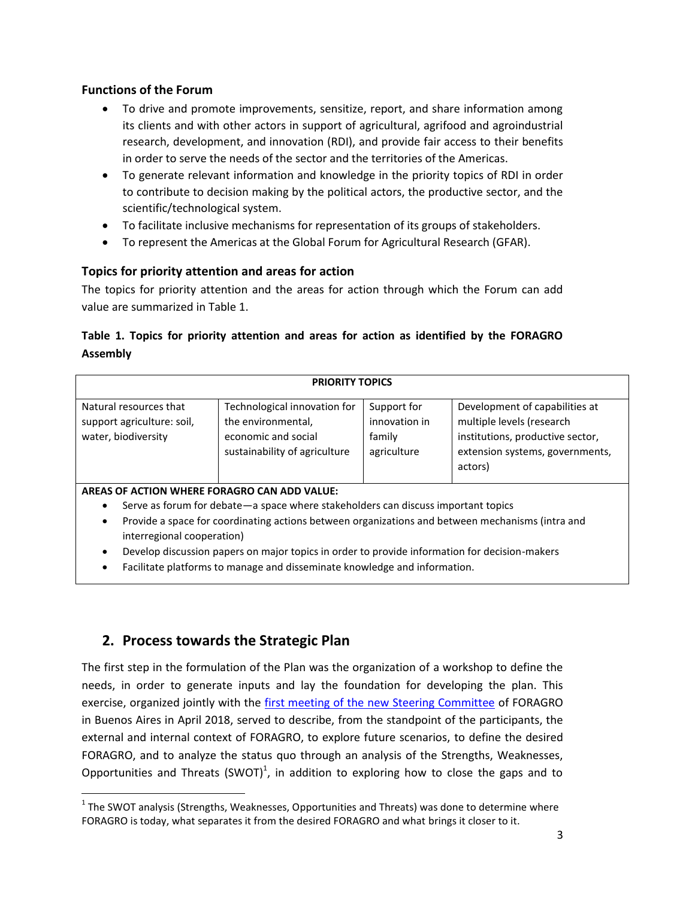### Functions of the Forum

- To drive and promote improvements, sensitize, report, and share information among its clients and with other actors in support of agricultural, agrifood and agroindustrial research, development, and innovation (RDI), and provide fair access to their benefits in order to serve the needs of the sector and the territories of the Americas.
- To generate relevant information and knowledge in the priority topics of RDI in order to contribute to decision making by the political actors, the productive sector, and the scientific/technological system.
- To facilitate inclusive mechanisms for representation of its groups of stakeholders.
- To represent the Americas at the Global Forum for Agricultural Research (GFAR).

### Topics for priority attention and areas for action

The topics for priority attention and the areas for action through which the Forum can add value are summarized in Table 1.

**Table 1. Topics for priority attention and areas for action as identified by the FORAGRO Assembly**

| **PRIORITY TOPICS** | | | |
|---|---|---|---|
| Natural resources that support agriculture: soil, water, biodiversity | Technological innovation for the environmental, economic and social sustainability of agriculture | Support for innovation in family agriculture | Development of capabilities at multiple levels (research institutions, productive sector, extension systems, governments, actors) |

**AREAS OF ACTION WHERE FORAGRO CAN ADD VALUE:**

- Serve as forum for debate—a space where stakeholders can discuss important topics
- Provide a space for coordinating actions between organizations and between mechanisms (intra and interregional cooperation)
- Develop discussion papers on major topics in order to provide information for decision-makers
- Facilitate platforms to manage and disseminate knowledge and information.

## 2. Process towards the Strategic Plan

The first step in the formulation of the Plan was the organization of a workshop to define the needs, in order to generate inputs and lay the foundation for developing the plan. This exercise, organized jointly with the first meeting of the new Steering Committee of FORAGRO in Buenos Aires in April 2018, served to describe, from the standpoint of the participants, the external and internal context of FORAGRO, to explore future scenarios, to define the desired FORAGRO, and to analyze the status quo through an analysis of the Strengths, Weaknesses, Opportunities and Threats (SWOT)[1], in addition to exploring how to close the gaps and to

[1] The SWOT analysis (Strengths, Weaknesses, Opportunities and Threats) was done to determine where FORAGRO is today, what separates it from the desired FORAGRO and what brings it closer to it.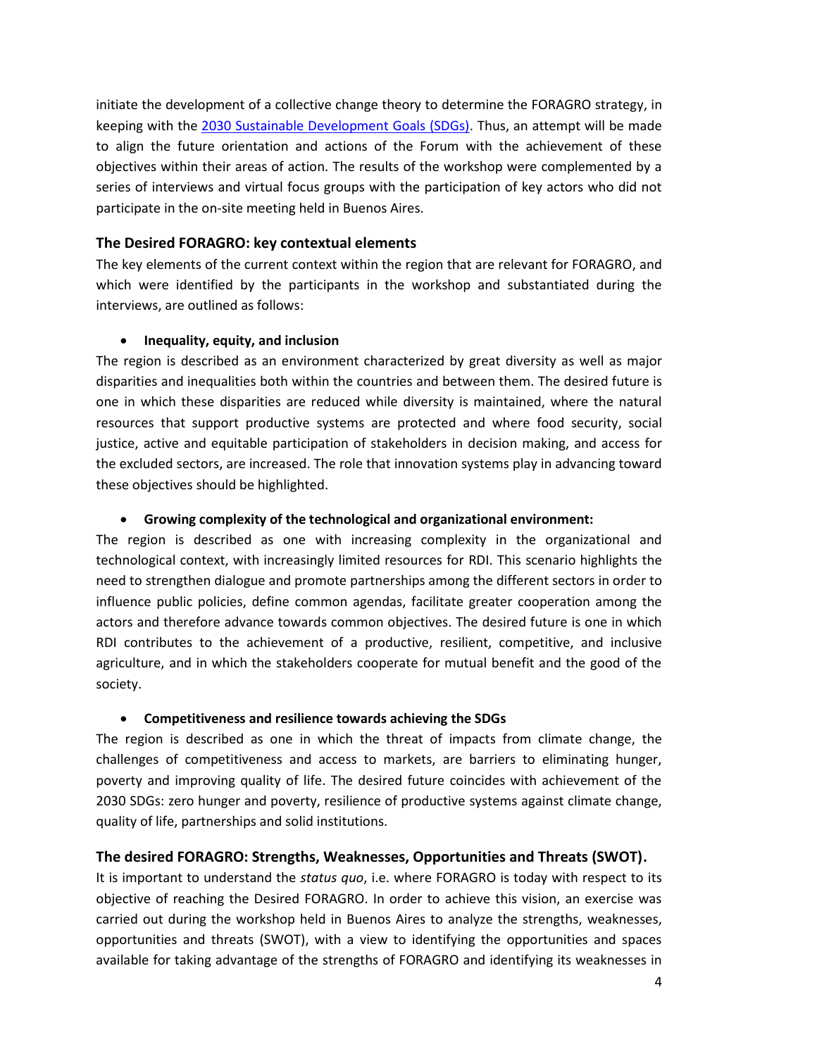initiate the development of a collective change theory to determine the FORAGRO strategy, in keeping with the [2030 Sustainable Development Goals (SDGs)](). Thus, an attempt will be made to align the future orientation and actions of the Forum with the achievement of these objectives within their areas of action. The results of the workshop were complemented by a series of interviews and virtual focus groups with the participation of key actors who did not participate in the on-site meeting held in Buenos Aires.

### The Desired FORAGRO: key contextual elements

The key elements of the current context within the region that are relevant for FORAGRO, and which were identified by the participants in the workshop and substantiated during the interviews, are outlined as follows:

- **Inequality, equity, and inclusion**

The region is described as an environment characterized by great diversity as well as major disparities and inequalities both within the countries and between them. The desired future is one in which these disparities are reduced while diversity is maintained, where the natural resources that support productive systems are protected and where food security, social justice, active and equitable participation of stakeholders in decision making, and access for the excluded sectors, are increased. The role that innovation systems play in advancing toward these objectives should be highlighted.

- **Growing complexity of the technological and organizational environment:**

The region is described as one with increasing complexity in the organizational and technological context, with increasingly limited resources for RDI. This scenario highlights the need to strengthen dialogue and promote partnerships among the different sectors in order to influence public policies, define common agendas, facilitate greater cooperation among the actors and therefore advance towards common objectives. The desired future is one in which RDI contributes to the achievement of a productive, resilient, competitive, and inclusive agriculture, and in which the stakeholders cooperate for mutual benefit and the good of the society.

- **Competitiveness and resilience towards achieving the SDGs**

The region is described as one in which the threat of impacts from climate change, the challenges of competitiveness and access to markets, are barriers to eliminating hunger, poverty and improving quality of life. The desired future coincides with achievement of the 2030 SDGs: zero hunger and poverty, resilience of productive systems against climate change, quality of life, partnerships and solid institutions.

### The desired FORAGRO: Strengths, Weaknesses, Opportunities and Threats (SWOT).

It is important to understand the *status quo*, i.e. where FORAGRO is today with respect to its objective of reaching the Desired FORAGRO. In order to achieve this vision, an exercise was carried out during the workshop held in Buenos Aires to analyze the strengths, weaknesses, opportunities and threats (SWOT), with a view to identifying the opportunities and spaces available for taking advantage of the strengths of FORAGRO and identifying its weaknesses in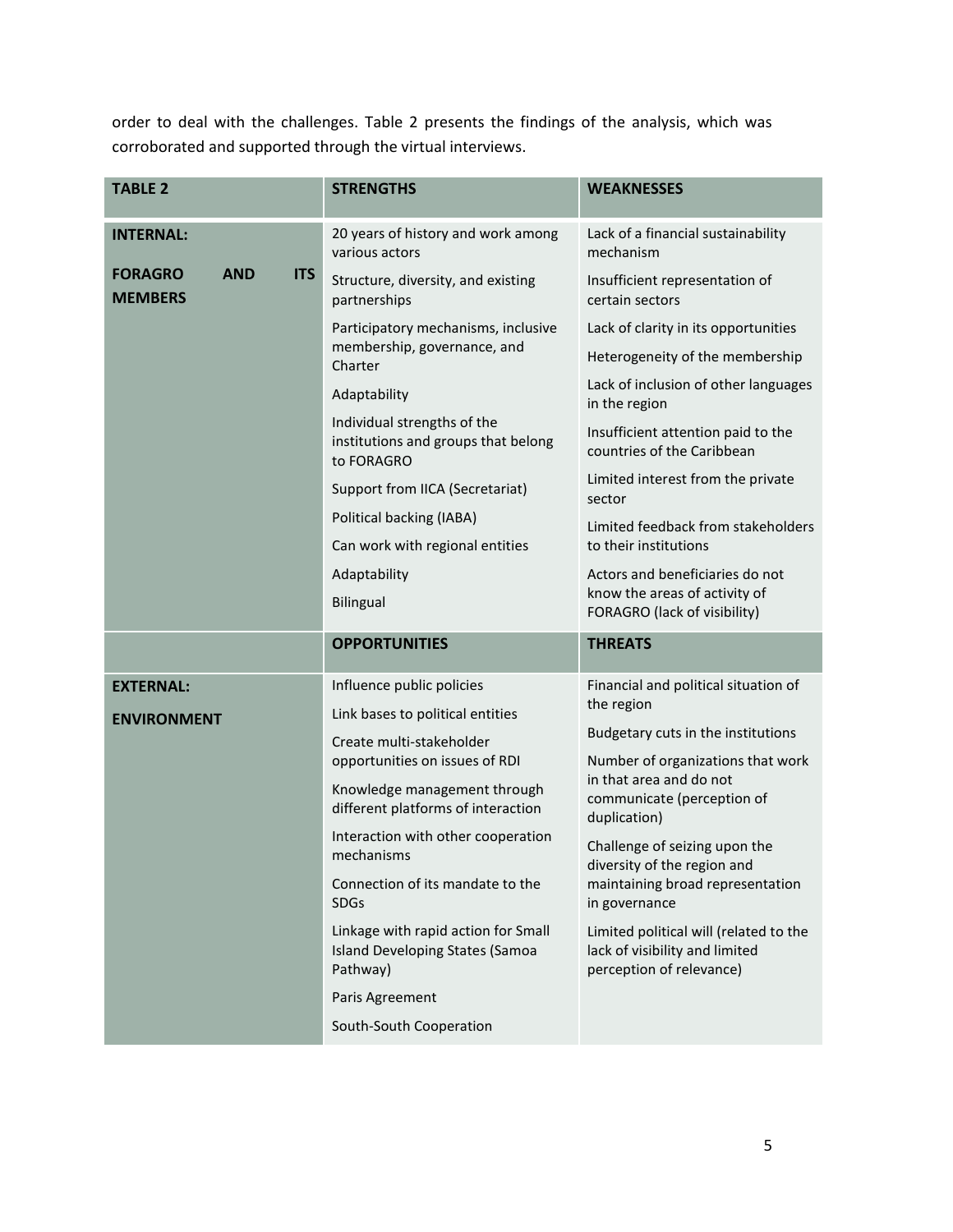order to deal with the challenges. Table 2 presents the findings of the analysis, which was corroborated and supported through the virtual interviews.

| **TABLE 2** | **STRENGTHS** | **WEAKNESSES** |
|---|---|---|
| **INTERNAL:**<br><br>**FORAGRO AND ITS MEMBERS** | 20 years of history and work among various actors<br>Structure, diversity, and existing partnerships<br>Participatory mechanisms, inclusive membership, governance, and Charter<br>Adaptability<br>Individual strengths of the institutions and groups that belong to FORAGRO<br>Support from IICA (Secretariat)<br>Political backing (IABA)<br>Can work with regional entities<br>Adaptability<br>Bilingual | Lack of a financial sustainability mechanism<br>Insufficient representation of certain sectors<br>Lack of clarity in its opportunities<br>Heterogeneity of the membership<br>Lack of inclusion of other languages in the region<br>Insufficient attention paid to the countries of the Caribbean<br>Limited interest from the private sector<br>Limited feedback from stakeholders to their institutions<br>Actors and beneficiaries do not know the areas of activity of FORAGRO (lack of visibility) |
| | **OPPORTUNITIES** | **THREATS** |
| **EXTERNAL:**<br><br>**ENVIRONMENT** | Influence public policies<br>Link bases to political entities<br>Create multi-stakeholder opportunities on issues of RDI<br>Knowledge management through different platforms of interaction<br>Interaction with other cooperation mechanisms<br>Connection of its mandate to the SDGs<br>Linkage with rapid action for Small Island Developing States (Samoa Pathway)<br>Paris Agreement<br>South-South Cooperation | Financial and political situation of the region<br>Budgetary cuts in the institutions<br>Number of organizations that work in that area and do not communicate (perception of duplication)<br>Challenge of seizing upon the diversity of the region and maintaining broad representation in governance<br>Limited political will (related to the lack of visibility and limited perception of relevance) |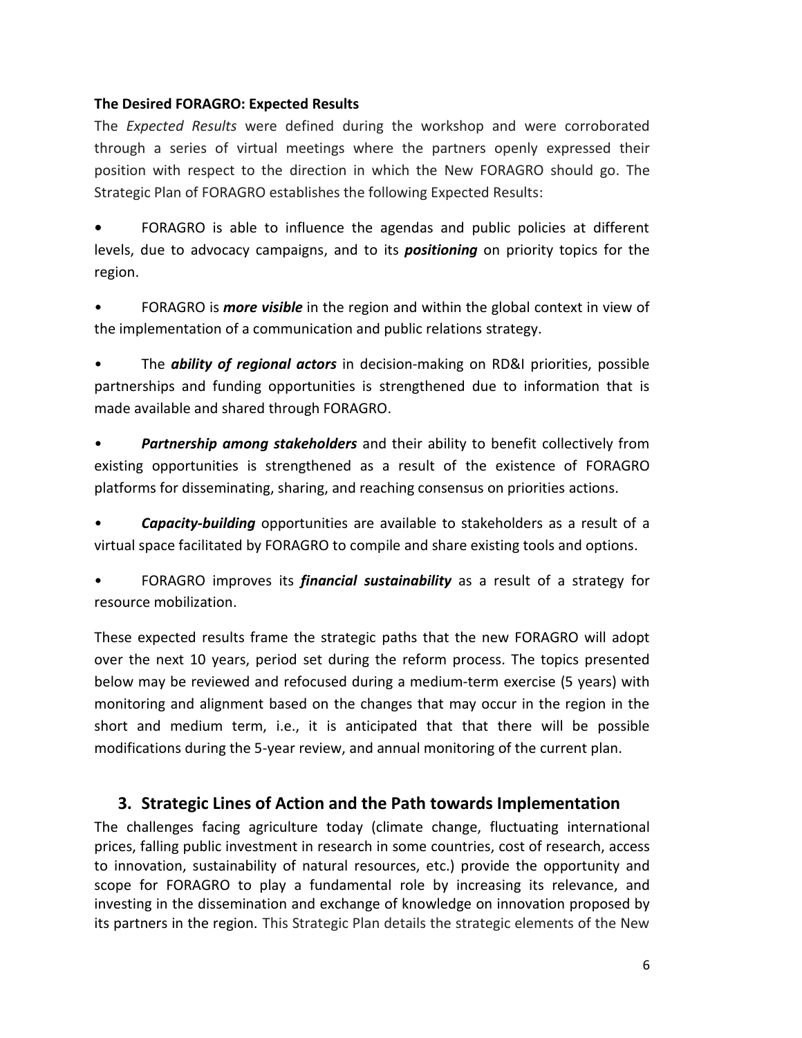**The Desired FORAGRO: Expected Results**

The *Expected Results* were defined during the workshop and were corroborated through a series of virtual meetings where the partners openly expressed their position with respect to the direction in which the New FORAGRO should go. The Strategic Plan of FORAGRO establishes the following Expected Results:

- FORAGRO is able to influence the agendas and public policies at different levels, due to advocacy campaigns, and to its ***positioning*** on priority topics for the region.
- FORAGRO is ***more visible*** in the region and within the global context in view of the implementation of a communication and public relations strategy.
- The ***ability of regional actors*** in decision-making on RD&I priorities, possible partnerships and funding opportunities is strengthened due to information that is made available and shared through FORAGRO.
- ***Partnership among stakeholders*** and their ability to benefit collectively from existing opportunities is strengthened as a result of the existence of FORAGRO platforms for disseminating, sharing, and reaching consensus on priorities actions.
- ***Capacity-building*** opportunities are available to stakeholders as a result of a virtual space facilitated by FORAGRO to compile and share existing tools and options.
- FORAGRO improves its ***financial sustainability*** as a result of a strategy for resource mobilization.

These expected results frame the strategic paths that the new FORAGRO will adopt over the next 10 years, period set during the reform process. The topics presented below may be reviewed and refocused during a medium-term exercise (5 years) with monitoring and alignment based on the changes that may occur in the region in the short and medium term, i.e., it is anticipated that that there will be possible modifications during the 5-year review, and annual monitoring of the current plan.

## 3. Strategic Lines of Action and the Path towards Implementation

The challenges facing agriculture today (climate change, fluctuating international prices, falling public investment in research in some countries, cost of research, access to innovation, sustainability of natural resources, etc.) provide the opportunity and scope for FORAGRO to play a fundamental role by increasing its relevance, and investing in the dissemination and exchange of knowledge on innovation proposed by its partners in the region. This Strategic Plan details the strategic elements of the New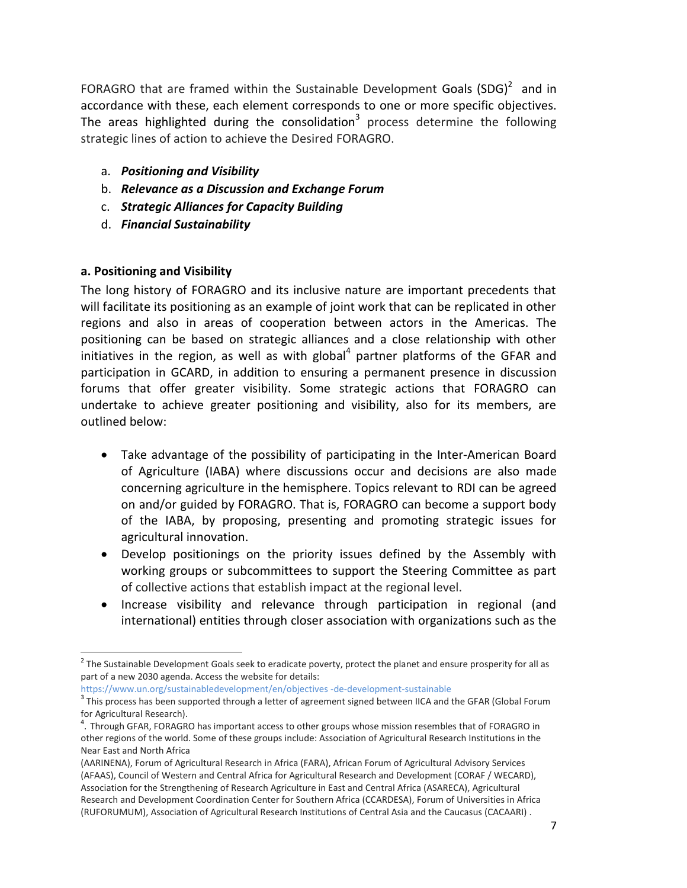FORAGRO that are framed within the Sustainable Development Goals (SDG)[2] and in accordance with these, each element corresponds to one or more specific objectives. The areas highlighted during the consolidation[3] process determine the following strategic lines of action to achieve the Desired FORAGRO.

a. ***Positioning and Visibility***
b. ***Relevance as a Discussion and Exchange Forum***
c. ***Strategic Alliances for Capacity Building***
d. ***Financial Sustainability***

**a. Positioning and Visibility**

The long history of FORAGRO and its inclusive nature are important precedents that will facilitate its positioning as an example of joint work that can be replicated in other regions and also in areas of cooperation between actors in the Americas. The positioning can be based on strategic alliances and a close relationship with other initiatives in the region, as well as with global[4] partner platforms of the GFAR and participation in GCARD, in addition to ensuring a permanent presence in discussion forums that offer greater visibility. Some strategic actions that FORAGRO can undertake to achieve greater positioning and visibility, also for its members, are outlined below:

- Take advantage of the possibility of participating in the Inter-American Board of Agriculture (IABA) where discussions occur and decisions are also made concerning agriculture in the hemisphere. Topics relevant to RDI can be agreed on and/or guided by FORAGRO. That is, FORAGRO can become a support body of the IABA, by proposing, presenting and promoting strategic issues for agricultural innovation.
- Develop positionings on the priority issues defined by the Assembly with working groups or subcommittees to support the Steering Committee as part of collective actions that establish impact at the regional level.
- Increase visibility and relevance through participation in regional (and international) entities through closer association with organizations such as the

---

[2] The Sustainable Development Goals seek to eradicate poverty, protect the planet and ensure prosperity for all as part of a new 2030 agenda. Access the website for details: https://www.un.org/sustainabledevelopment/en/objectives -de-development-sustainable

[3] This process has been supported through a letter of agreement signed between IICA and the GFAR (Global Forum for Agricultural Research).

[4]. Through GFAR, FORAGRO has important access to other groups whose mission resembles that of FORAGRO in other regions of the world. Some of these groups include: Association of Agricultural Research Institutions in the Near East and North Africa (AARINENA), Forum of Agricultural Research in Africa (FARA), African Forum of Agricultural Advisory Services (AFAAS), Council of Western and Central Africa for Agricultural Research and Development (CORAF / WECARD), Association for the Strengthening of Research Agriculture in East and Central Africa (ASARECA), Agricultural Research and Development Coordination Center for Southern Africa (CCARDESA), Forum of Universities in Africa (RUFORUMUM), Association of Agricultural Research Institutions of Central Asia and the Caucasus (CACAARI) .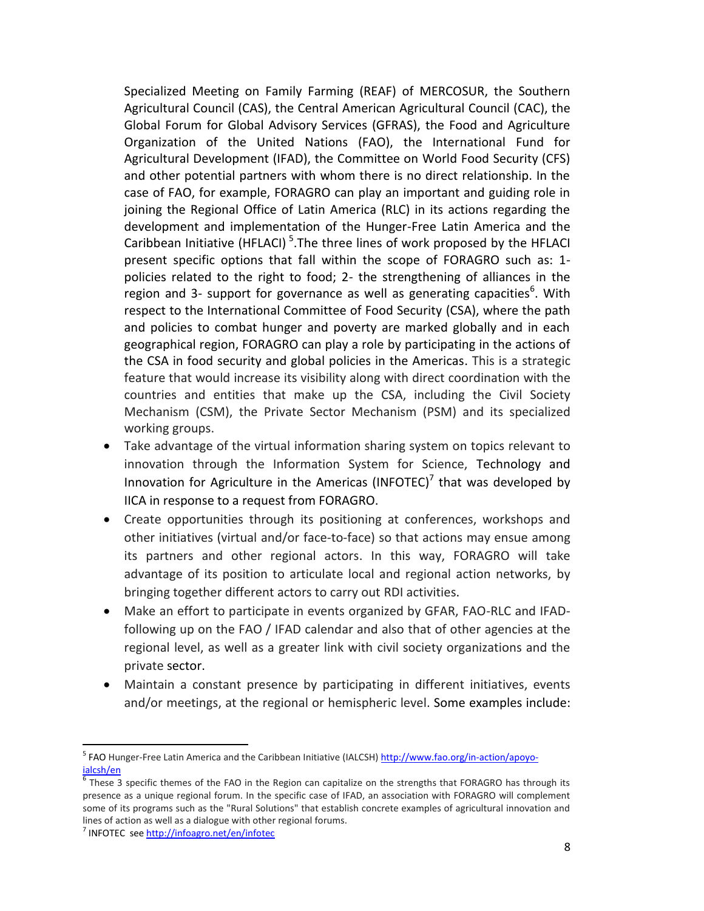Specialized Meeting on Family Farming (REAF) of MERCOSUR, the Southern Agricultural Council (CAS), the Central American Agricultural Council (CAC), the Global Forum for Global Advisory Services (GFRAS), the Food and Agriculture Organization of the United Nations (FAO), the International Fund for Agricultural Development (IFAD), the Committee on World Food Security (CFS) and other potential partners with whom there is no direct relationship. In the case of FAO, for example, FORAGRO can play an important and guiding role in joining the Regional Office of Latin America (RLC) in its actions regarding the development and implementation of the Hunger-Free Latin America and the Caribbean Initiative (HFLACI) [5].The three lines of work proposed by the HFLACI present specific options that fall within the scope of FORAGRO such as: 1- policies related to the right to food; 2- the strengthening of alliances in the region and 3- support for governance as well as generating capacities[6]. With respect to the International Committee of Food Security (CSA), where the path and policies to combat hunger and poverty are marked globally and in each geographical region, FORAGRO can play a role by participating in the actions of the CSA in food security and global policies in the Americas. This is a strategic feature that would increase its visibility along with direct coordination with the countries and entities that make up the CSA, including the Civil Society Mechanism (CSM), the Private Sector Mechanism (PSM) and its specialized working groups.

- Take advantage of the virtual information sharing system on topics relevant to innovation through the Information System for Science, Technology and Innovation for Agriculture in the Americas (INFOTEC)[7] that was developed by IICA in response to a request from FORAGRO.
- Create opportunities through its positioning at conferences, workshops and other initiatives (virtual and/or face-to-face) so that actions may ensue among its partners and other regional actors. In this way, FORAGRO will take advantage of its position to articulate local and regional action networks, by bringing together different actors to carry out RDI activities.
- Make an effort to participate in events organized by GFAR, FAO-RLC and IFAD- following up on the FAO / IFAD calendar and also that of other agencies at the regional level, as well as a greater link with civil society organizations and the private sector.
- Maintain a constant presence by participating in different initiatives, events and/or meetings, at the regional or hemispheric level. Some examples include:

---

[5] FAO Hunger-Free Latin America and the Caribbean Initiative (IALCSH) http://www.fao.org/in-action/apoyo-ialcsh/en

[6] These 3 specific themes of the FAO in the Region can capitalize on the strengths that FORAGRO has through its presence as a unique regional forum. In the specific case of IFAD, an association with FORAGRO will complement some of its programs such as the "Rural Solutions" that establish concrete examples of agricultural innovation and lines of action as well as a dialogue with other regional forums.

[7] INFOTEC see http://infoagro.net/en/infotec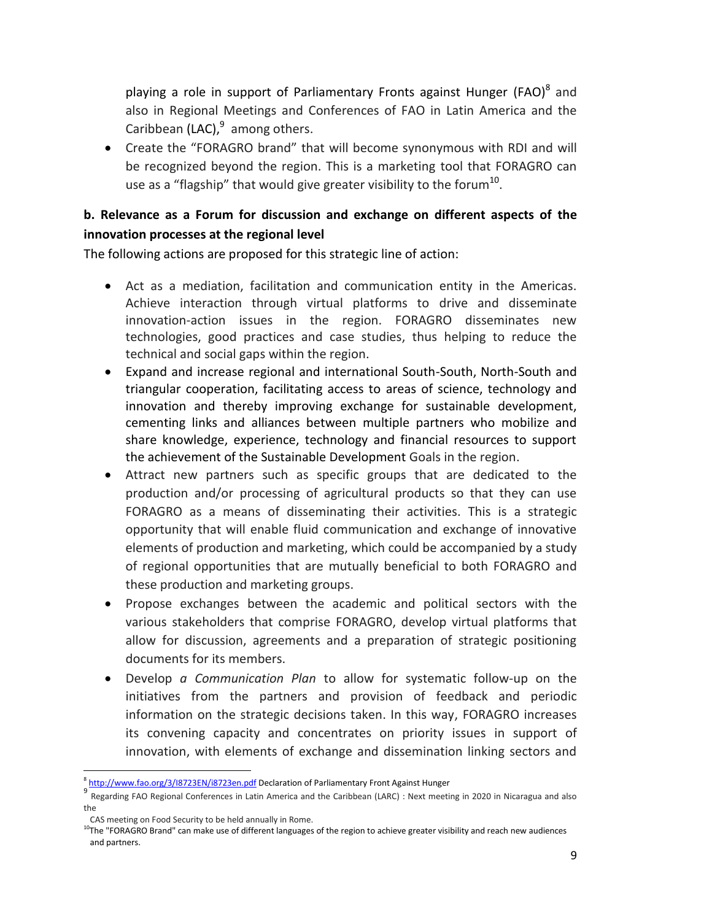playing a role in support of Parliamentary Fronts against Hunger (FAO)[8] and also in Regional Meetings and Conferences of FAO in Latin America and the Caribbean (LAC),[9] among others.

- Create the "FORAGRO brand" that will become synonymous with RDI and will be recognized beyond the region. This is a marketing tool that FORAGRO can use as a "flagship" that would give greater visibility to the forum[10].

**b. Relevance as a Forum for discussion and exchange on different aspects of the innovation processes at the regional level**

The following actions are proposed for this strategic line of action:

- Act as a mediation, facilitation and communication entity in the Americas. Achieve interaction through virtual platforms to drive and disseminate innovation-action issues in the region. FORAGRO disseminates new technologies, good practices and case studies, thus helping to reduce the technical and social gaps within the region.
- Expand and increase regional and international South-South, North-South and triangular cooperation, facilitating access to areas of science, technology and innovation and thereby improving exchange for sustainable development, cementing links and alliances between multiple partners who mobilize and share knowledge, experience, technology and financial resources to support the achievement of the Sustainable Development Goals in the region.
- Attract new partners such as specific groups that are dedicated to the production and/or processing of agricultural products so that they can use FORAGRO as a means of disseminating their activities. This is a strategic opportunity that will enable fluid communication and exchange of innovative elements of production and marketing, which could be accompanied by a study of regional opportunities that are mutually beneficial to both FORAGRO and these production and marketing groups.
- Propose exchanges between the academic and political sectors with the various stakeholders that comprise FORAGRO, develop virtual platforms that allow for discussion, agreements and a preparation of strategic positioning documents for its members.
- Develop *a Communication Plan* to allow for systematic follow-up on the initiatives from the partners and provision of feedback and periodic information on the strategic decisions taken. In this way, FORAGRO increases its convening capacity and concentrates on priority issues in support of innovation, with elements of exchange and dissemination linking sectors and

---

[8] http://www.fao.org/3/I8723EN/i8723en.pdf Declaration of Parliamentary Front Against Hunger

[9] Regarding FAO Regional Conferences in Latin America and the Caribbean (LARC) : Next meeting in 2020 in Nicaragua and also the CAS meeting on Food Security to be held annually in Rome.

[10] The "FORAGRO Brand" can make use of different languages of the region to achieve greater visibility and reach new audiences and partners.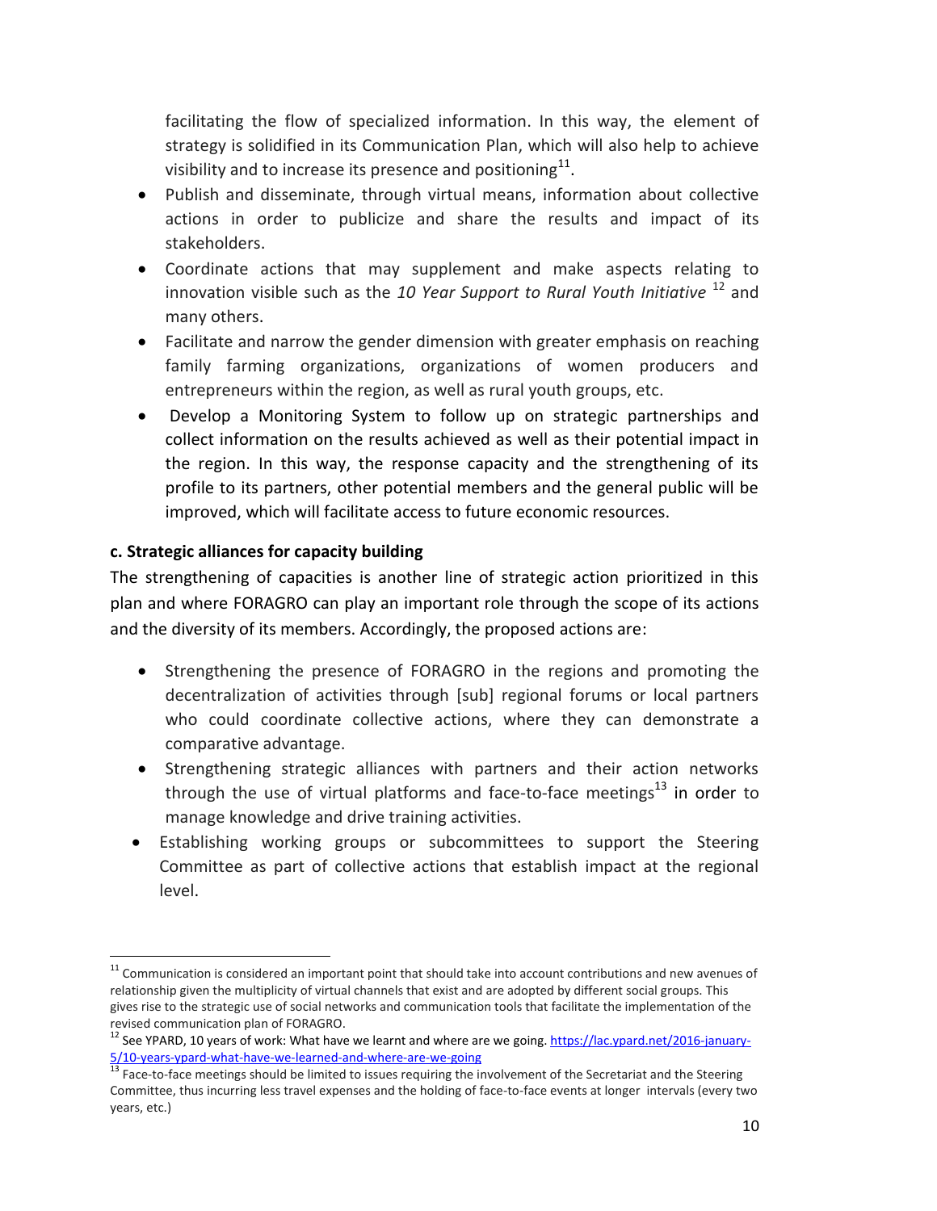facilitating the flow of specialized information. In this way, the element of strategy is solidified in its Communication Plan, which will also help to achieve visibility and to increase its presence and positioning[11].

- Publish and disseminate, through virtual means, information about collective actions in order to publicize and share the results and impact of its stakeholders.
- Coordinate actions that may supplement and make aspects relating to innovation visible such as the *10 Year Support to Rural Youth Initiative* [12] and many others.
- Facilitate and narrow the gender dimension with greater emphasis on reaching family farming organizations, organizations of women producers and entrepreneurs within the region, as well as rural youth groups, etc.
- Develop a Monitoring System to follow up on strategic partnerships and collect information on the results achieved as well as their potential impact in the region. In this way, the response capacity and the strengthening of its profile to its partners, other potential members and the general public will be improved, which will facilitate access to future economic resources.

**c. Strategic alliances for capacity building**

The strengthening of capacities is another line of strategic action prioritized in this plan and where FORAGRO can play an important role through the scope of its actions and the diversity of its members. Accordingly, the proposed actions are:

- Strengthening the presence of FORAGRO in the regions and promoting the decentralization of activities through [sub] regional forums or local partners who could coordinate collective actions, where they can demonstrate a comparative advantage.
- Strengthening strategic alliances with partners and their action networks through the use of virtual platforms and face-to-face meetings[13] in order to manage knowledge and drive training activities.
- Establishing working groups or subcommittees to support the Steering Committee as part of collective actions that establish impact at the regional level.

---

[11] Communication is considered an important point that should take into account contributions and new avenues of relationship given the multiplicity of virtual channels that exist and are adopted by different social groups. This gives rise to the strategic use of social networks and communication tools that facilitate the implementation of the revised communication plan of FORAGRO.

[12] See YPARD, 10 years of work: What have we learnt and where are we going. https://lac.ypard.net/2016-january-5/10-years-ypard-what-have-we-learned-and-where-are-we-going

[13] Face-to-face meetings should be limited to issues requiring the involvement of the Secretariat and the Steering Committee, thus incurring less travel expenses and the holding of face-to-face events at longer intervals (every two years, etc.)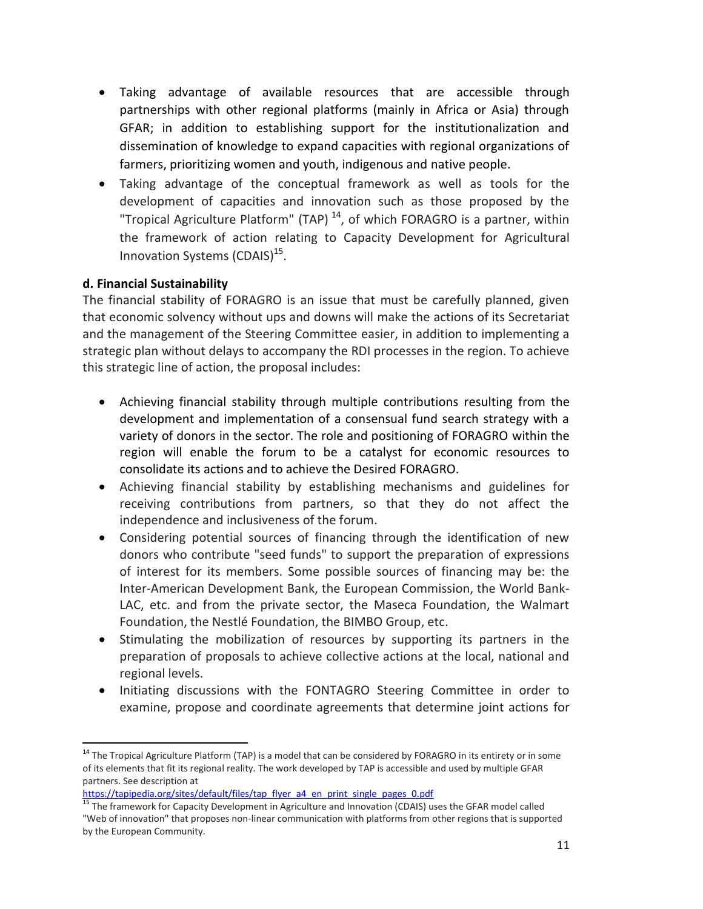- Taking advantage of available resources that are accessible through partnerships with other regional platforms (mainly in Africa or Asia) through GFAR; in addition to establishing support for the institutionalization and dissemination of knowledge to expand capacities with regional organizations of farmers, prioritizing women and youth, indigenous and native people.
- Taking advantage of the conceptual framework as well as tools for the development of capacities and innovation such as those proposed by the "Tropical Agriculture Platform" (TAP) [14], of which FORAGRO is a partner, within the framework of action relating to Capacity Development for Agricultural Innovation Systems (CDAIS)[15].

**d. Financial Sustainability**

The financial stability of FORAGRO is an issue that must be carefully planned, given that economic solvency without ups and downs will make the actions of its Secretariat and the management of the Steering Committee easier, in addition to implementing a strategic plan without delays to accompany the RDI processes in the region. To achieve this strategic line of action, the proposal includes:

- Achieving financial stability through multiple contributions resulting from the development and implementation of a consensual fund search strategy with a variety of donors in the sector. The role and positioning of FORAGRO within the region will enable the forum to be a catalyst for economic resources to consolidate its actions and to achieve the Desired FORAGRO.
- Achieving financial stability by establishing mechanisms and guidelines for receiving contributions from partners, so that they do not affect the independence and inclusiveness of the forum.
- Considering potential sources of financing through the identification of new donors who contribute "seed funds" to support the preparation of expressions of interest for its members. Some possible sources of financing may be: the Inter-American Development Bank, the European Commission, the World Bank-LAC, etc. and from the private sector, the Maseca Foundation, the Walmart Foundation, the Nestlé Foundation, the BIMBO Group, etc.
- Stimulating the mobilization of resources by supporting its partners in the preparation of proposals to achieve collective actions at the local, national and regional levels.
- Initiating discussions with the FONTAGRO Steering Committee in order to examine, propose and coordinate agreements that determine joint actions for

---

[14] The Tropical Agriculture Platform (TAP) is a model that can be considered by FORAGRO in its entirety or in some of its elements that fit its regional reality. The work developed by TAP is accessible and used by multiple GFAR partners. See description at https://tapipedia.org/sites/default/files/tap_flyer_a4_en_print_single_pages_0.pdf

[15] The framework for Capacity Development in Agriculture and Innovation (CDAIS) uses the GFAR model called "Web of innovation" that proposes non-linear communication with platforms from other regions that is supported by the European Community.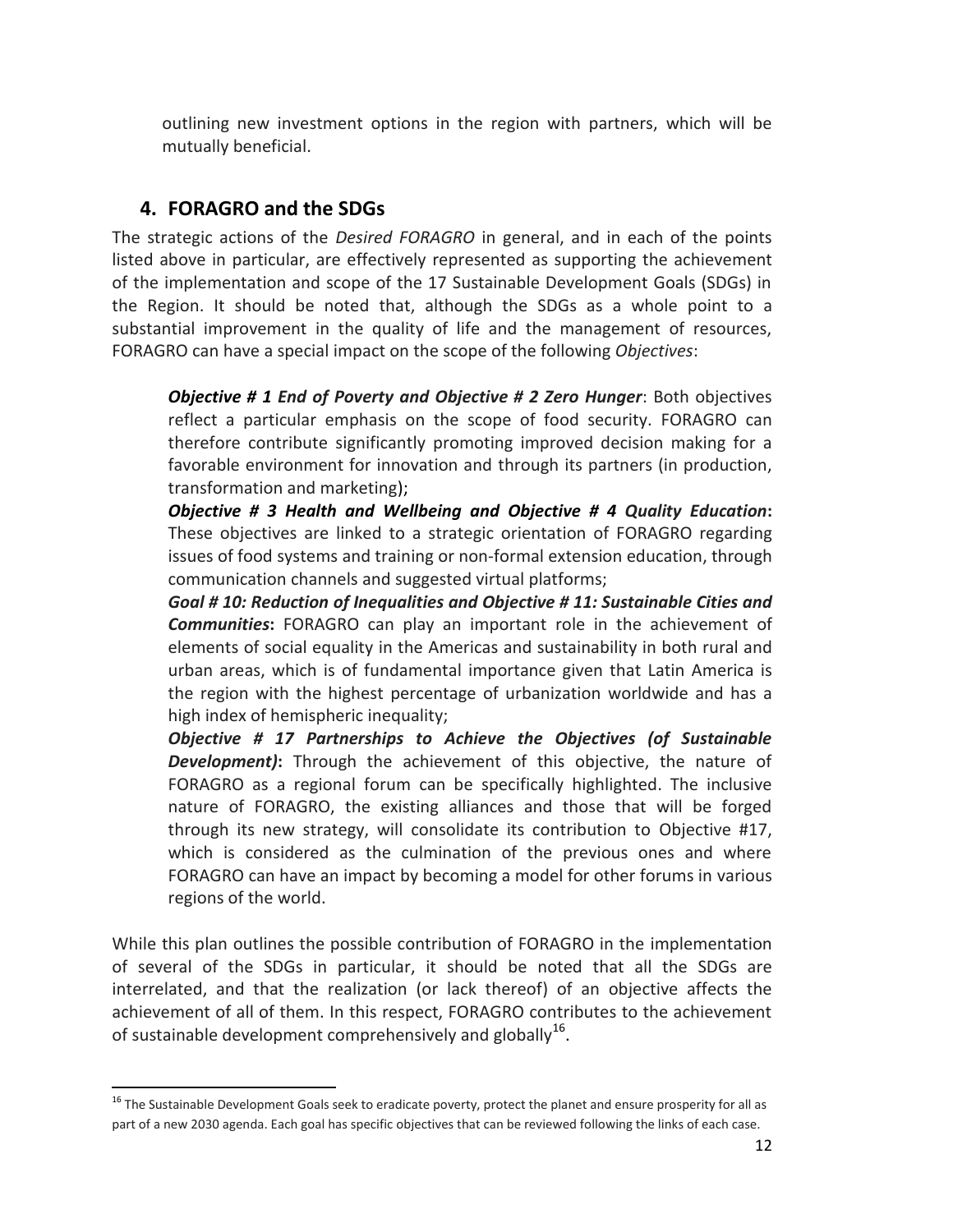outlining new investment options in the region with partners, which will be mutually beneficial.

## 4. FORAGRO and the SDGs

The strategic actions of the *Desired FORAGRO* in general, and in each of the points listed above in particular, are effectively represented as supporting the achievement of the implementation and scope of the 17 Sustainable Development Goals (SDGs) in the Region. It should be noted that, although the SDGs as a whole point to a substantial improvement in the quality of life and the management of resources, FORAGRO can have a special impact on the scope of the following *Objectives*:

> ***Objective # 1 End of Poverty and Objective # 2 Zero Hunger***: Both objectives reflect a particular emphasis on the scope of food security. FORAGRO can therefore contribute significantly promoting improved decision making for a favorable environment for innovation and through its partners (in production, transformation and marketing);
>
> ***Objective # 3 Health and Wellbeing and Objective # 4 Quality Education*****:** These objectives are linked to a strategic orientation of FORAGRO regarding issues of food systems and training or non-formal extension education, through communication channels and suggested virtual platforms;
>
> ***Goal # 10: Reduction of Inequalities and Objective # 11: Sustainable Cities and Communities*****:** FORAGRO can play an important role in the achievement of elements of social equality in the Americas and sustainability in both rural and urban areas, which is of fundamental importance given that Latin America is the region with the highest percentage of urbanization worldwide and has a high index of hemispheric inequality;
>
> ***Objective # 17 Partnerships to Achieve the Objectives (of Sustainable Development)*****:** Through the achievement of this objective, the nature of FORAGRO as a regional forum can be specifically highlighted. The inclusive nature of FORAGRO, the existing alliances and those that will be forged through its new strategy, will consolidate its contribution to Objective #17, which is considered as the culmination of the previous ones and where FORAGRO can have an impact by becoming a model for other forums in various regions of the world.

While this plan outlines the possible contribution of FORAGRO in the implementation of several of the SDGs in particular, it should be noted that all the SDGs are interrelated, and that the realization (or lack thereof) of an objective affects the achievement of all of them. In this respect, FORAGRO contributes to the achievement of sustainable development comprehensively and globally[16].

[16] The Sustainable Development Goals seek to eradicate poverty, protect the planet and ensure prosperity for all as part of a new 2030 agenda. Each goal has specific objectives that can be reviewed following the links of each case.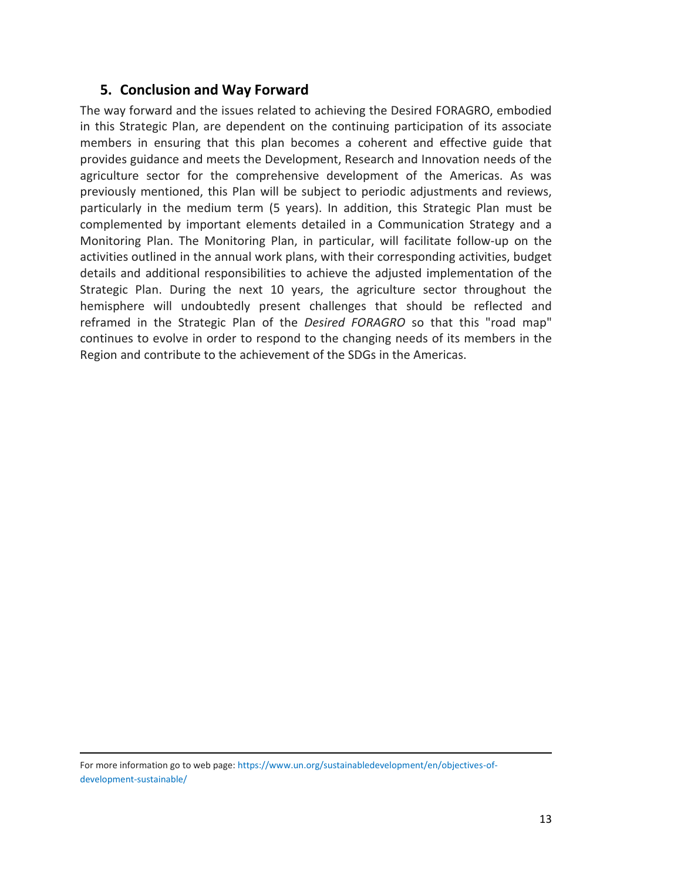## 5. Conclusion and Way Forward

The way forward and the issues related to achieving the Desired FORAGRO, embodied in this Strategic Plan, are dependent on the continuing participation of its associate members in ensuring that this plan becomes a coherent and effective guide that provides guidance and meets the Development, Research and Innovation needs of the agriculture sector for the comprehensive development of the Americas. As was previously mentioned, this Plan will be subject to periodic adjustments and reviews, particularly in the medium term (5 years). In addition, this Strategic Plan must be complemented by important elements detailed in a Communication Strategy and a Monitoring Plan. The Monitoring Plan, in particular, will facilitate follow-up on the activities outlined in the annual work plans, with their corresponding activities, budget details and additional responsibilities to achieve the adjusted implementation of the Strategic Plan. During the next 10 years, the agriculture sector throughout the hemisphere will undoubtedly present challenges that should be reflected and reframed in the Strategic Plan of the *Desired FORAGRO* so that this "road map" continues to evolve in order to respond to the changing needs of its members in the Region and contribute to the achievement of the SDGs in the Americas.

---

For more information go to web page: https://www.un.org/sustainabledevelopment/en/objectives-of-development-sustainable/